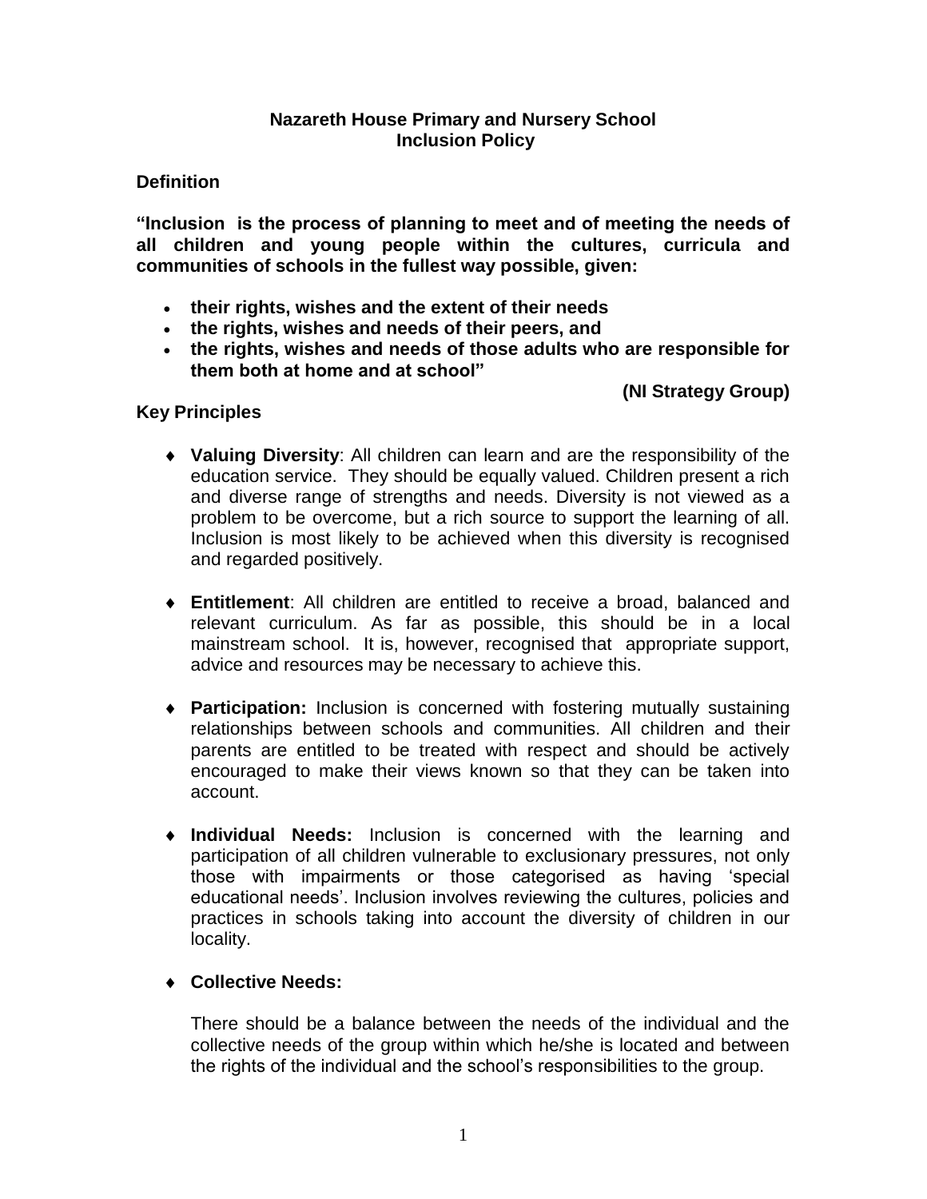# Nazareth House Primary and Nursery School
## Inclusion Policy

### Definition

**"Inclusion is the process of planning to meet and of meeting the needs of all children and young people within the cultures, curricula and communities of schools in the fullest way possible, given:**

- **their rights, wishes and the extent of their needs**
- **the rights, wishes and needs of their peers, and**
- **the rights, wishes and needs of those adults who are responsible for them both at home and at school"**

**(NI Strategy Group)**

### Key Principles

- **Valuing Diversity**: All children can learn and are the responsibility of the education service. They should be equally valued. Children present a rich and diverse range of strengths and needs. Diversity is not viewed as a problem to be overcome, but a rich source to support the learning of all. Inclusion is most likely to be achieved when this diversity is recognised and regarded positively.

- **Entitlement**: All children are entitled to receive a broad, balanced and relevant curriculum. As far as possible, this should be in a local mainstream school. It is, however, recognised that appropriate support, advice and resources may be necessary to achieve this.

- **Participation:** Inclusion is concerned with fostering mutually sustaining relationships between schools and communities. All children and their parents are entitled to be treated with respect and should be actively encouraged to make their views known so that they can be taken into account.

- **Individual Needs:** Inclusion is concerned with the learning and participation of all children vulnerable to exclusionary pressures, not only those with impairments or those categorised as having 'special educational needs'. Inclusion involves reviewing the cultures, policies and practices in schools taking into account the diversity of children in our locality.

- **Collective Needs:**

  There should be a balance between the needs of the individual and the collective needs of the group within which he/she is located and between the rights of the individual and the school's responsibilities to the group.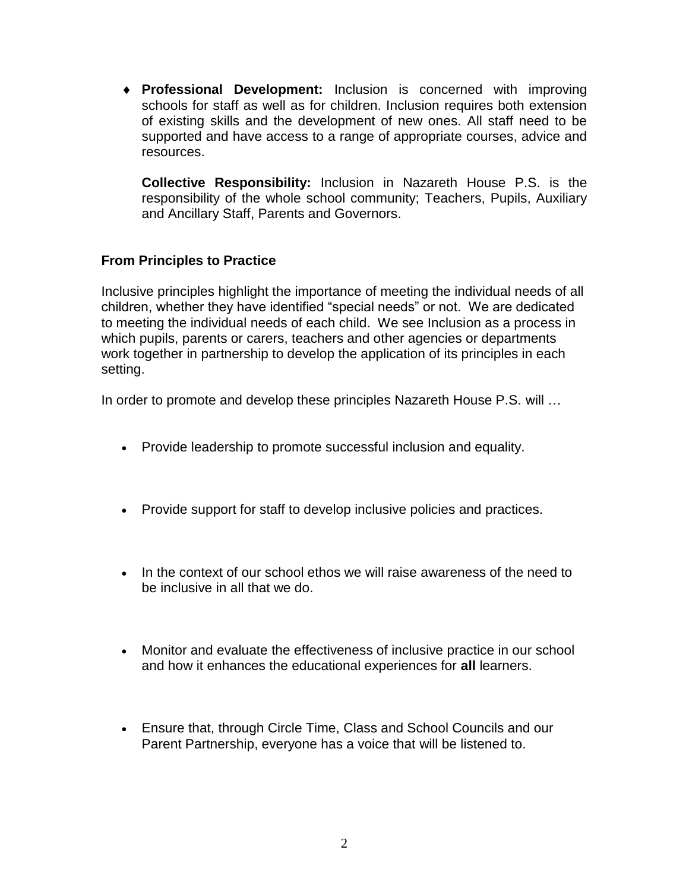- **Professional Development:** Inclusion is concerned with improving schools for staff as well as for children. Inclusion requires both extension of existing skills and the development of new ones. All staff need to be supported and have access to a range of appropriate courses, advice and resources.

  **Collective Responsibility:** Inclusion in Nazareth House P.S. is the responsibility of the whole school community; Teachers, Pupils, Auxiliary and Ancillary Staff, Parents and Governors.

**From Principles to Practice**

Inclusive principles highlight the importance of meeting the individual needs of all children, whether they have identified "special needs" or not. We are dedicated to meeting the individual needs of each child. We see Inclusion as a process in which pupils, parents or carers, teachers and other agencies or departments work together in partnership to develop the application of its principles in each setting.

In order to promote and develop these principles Nazareth House P.S. will …

- Provide leadership to promote successful inclusion and equality.
- Provide support for staff to develop inclusive policies and practices.
- In the context of our school ethos we will raise awareness of the need to be inclusive in all that we do.
- Monitor and evaluate the effectiveness of inclusive practice in our school and how it enhances the educational experiences for **all** learners.
- Ensure that, through Circle Time, Class and School Councils and our Parent Partnership, everyone has a voice that will be listened to.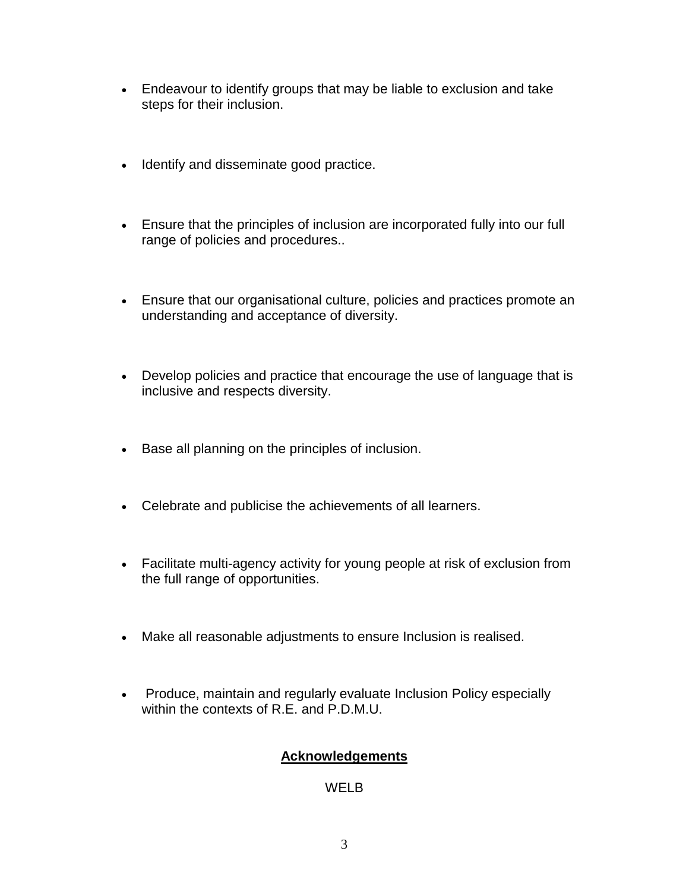- Endeavour to identify groups that may be liable to exclusion and take steps for their inclusion.
- Identify and disseminate good practice.
- Ensure that the principles of inclusion are incorporated fully into our full range of policies and procedures..
- Ensure that our organisational culture, policies and practices promote an understanding and acceptance of diversity.
- Develop policies and practice that encourage the use of language that is inclusive and respects diversity.
- Base all planning on the principles of inclusion.
- Celebrate and publicise the achievements of all learners.
- Facilitate multi-agency activity for young people at risk of exclusion from the full range of opportunities.
- Make all reasonable adjustments to ensure Inclusion is realised.
- Produce, maintain and regularly evaluate Inclusion Policy especially within the contexts of R.E. and P.D.M.U.

## Acknowledgements

WELB